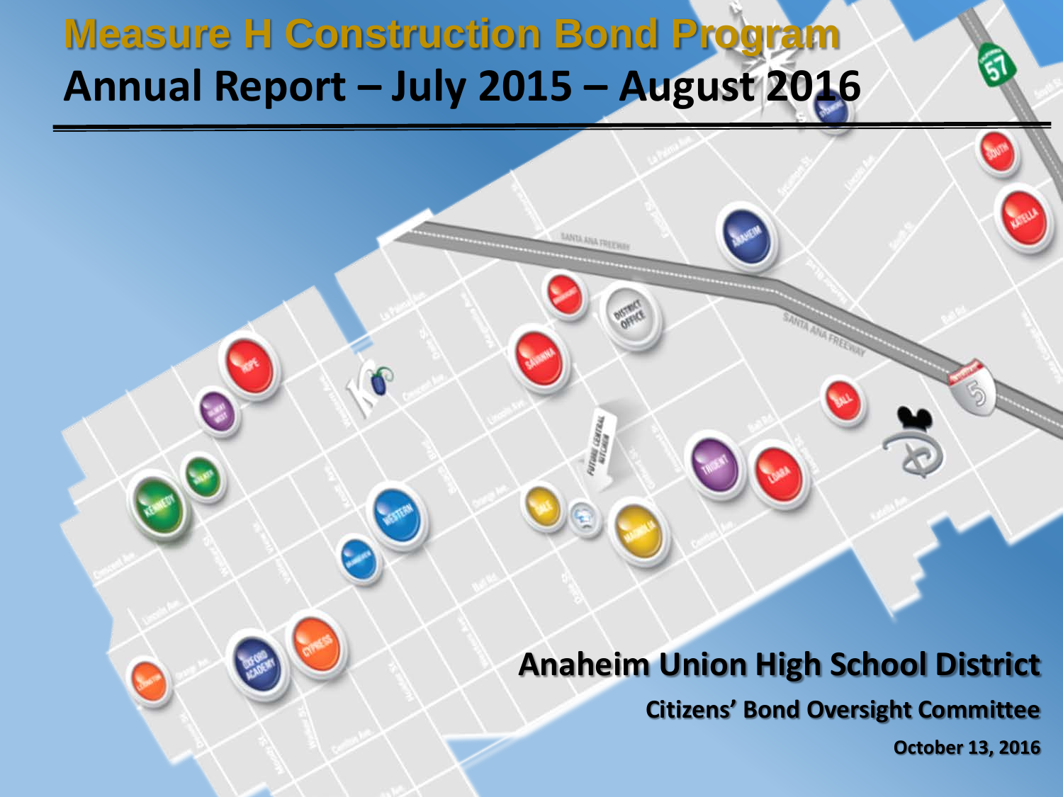# Measure H Construction Bond Program

## Annual Report – July 2015 – August 2016

**Anaheim Union High School District**

**Citizens' Bond Oversight Committee**

**October 13, 2016**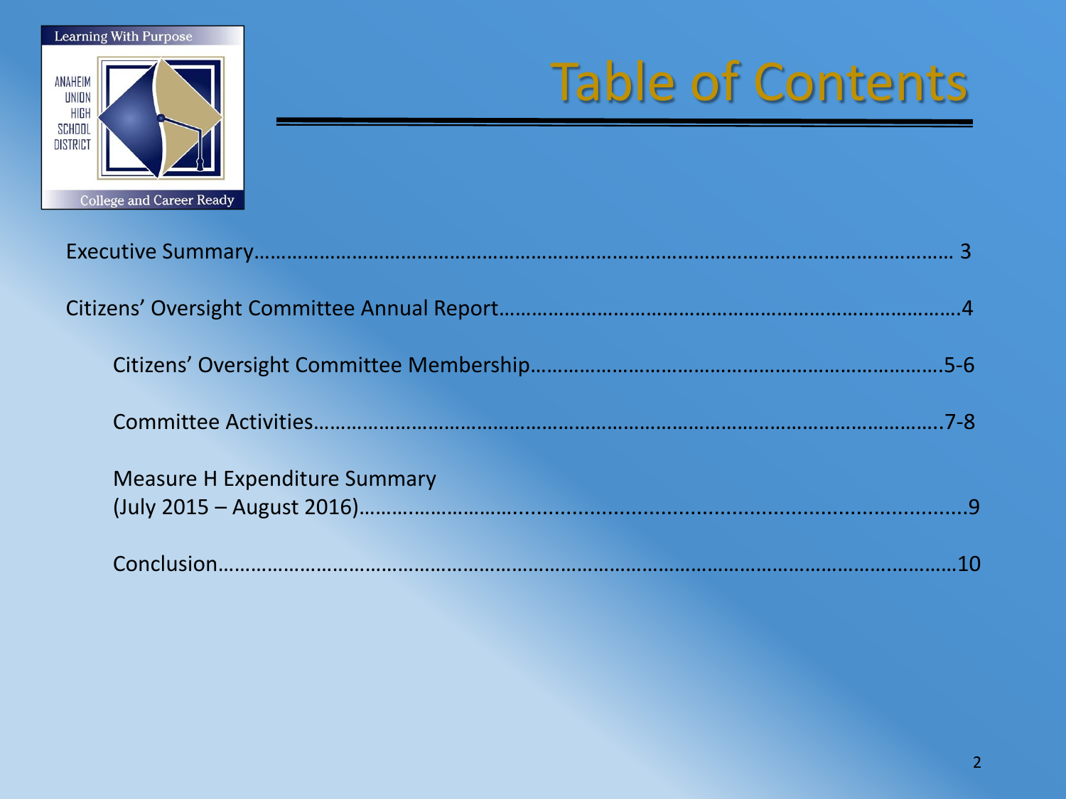Learning With Purpose

ANAHEIM UNION HIGH SCHOOL DISTRICT

College and Career Ready

# Table of Contents

Executive Summary……………………………………………………………………………………………………… 3

Citizens' Oversight Committee Annual Report……………………………………………………………………….4

- Citizens' Oversight Committee Membership……………………………………………………………….5-6
- Committee Activities……………………………………………………………………………………………….7-8
- Measure H Expenditure Summary (July 2015 – August 2016)……………………………………………………………………………………9
- Conclusion……………………………………………………………………………………………………………10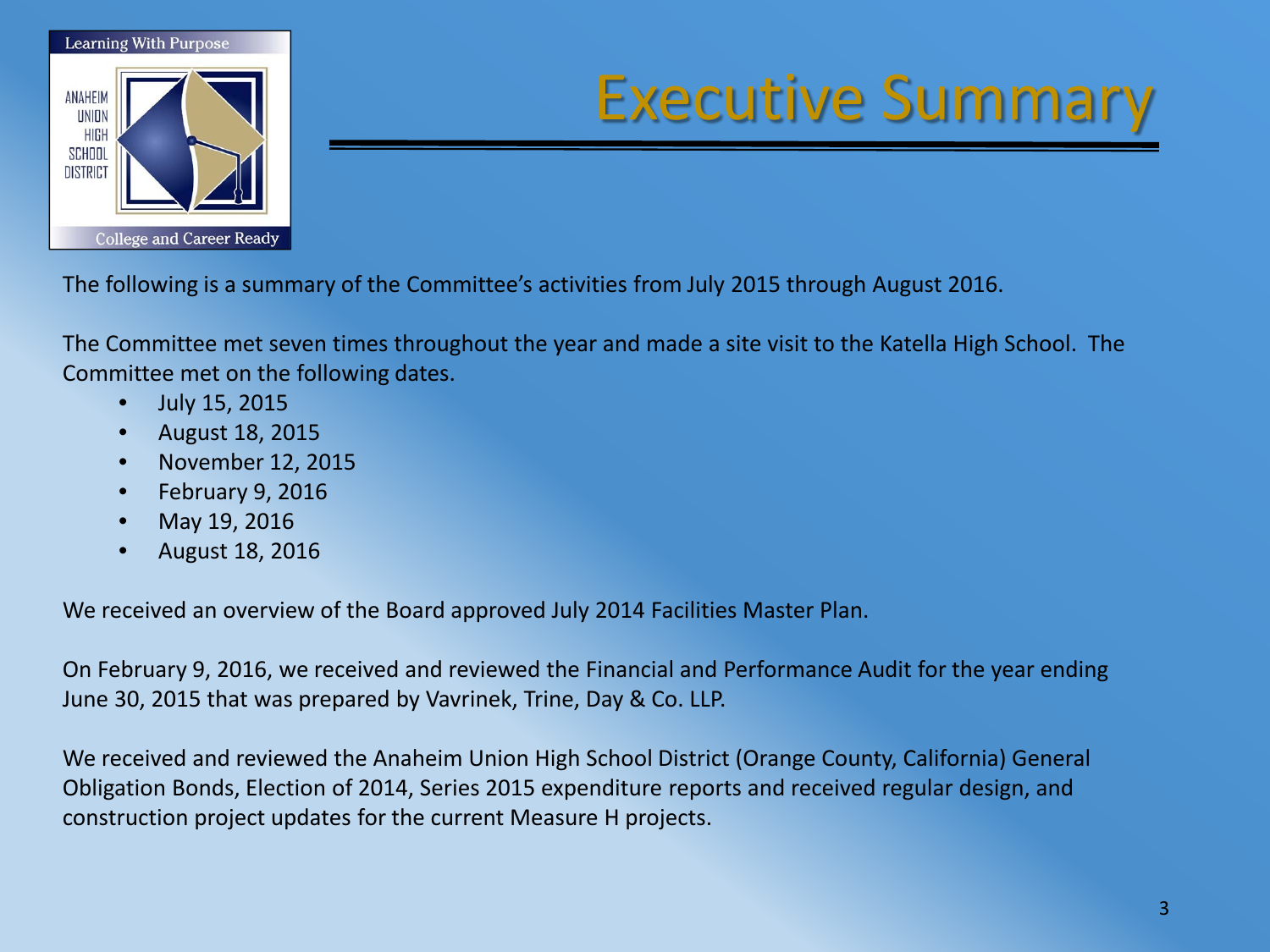# Executive Summary

The following is a summary of the Committee's activities from July 2015 through August 2016.

The Committee met seven times throughout the year and made a site visit to the Katella High School. The Committee met on the following dates.

- July 15, 2015
- August 18, 2015
- November 12, 2015
- February 9, 2016
- May 19, 2016
- August 18, 2016

We received an overview of the Board approved July 2014 Facilities Master Plan.

On February 9, 2016, we received and reviewed the Financial and Performance Audit for the year ending June 30, 2015 that was prepared by Vavrinek, Trine, Day & Co. LLP.

We received and reviewed the Anaheim Union High School District (Orange County, California) General Obligation Bonds, Election of 2014, Series 2015 expenditure reports and received regular design, and construction project updates for the current Measure H projects.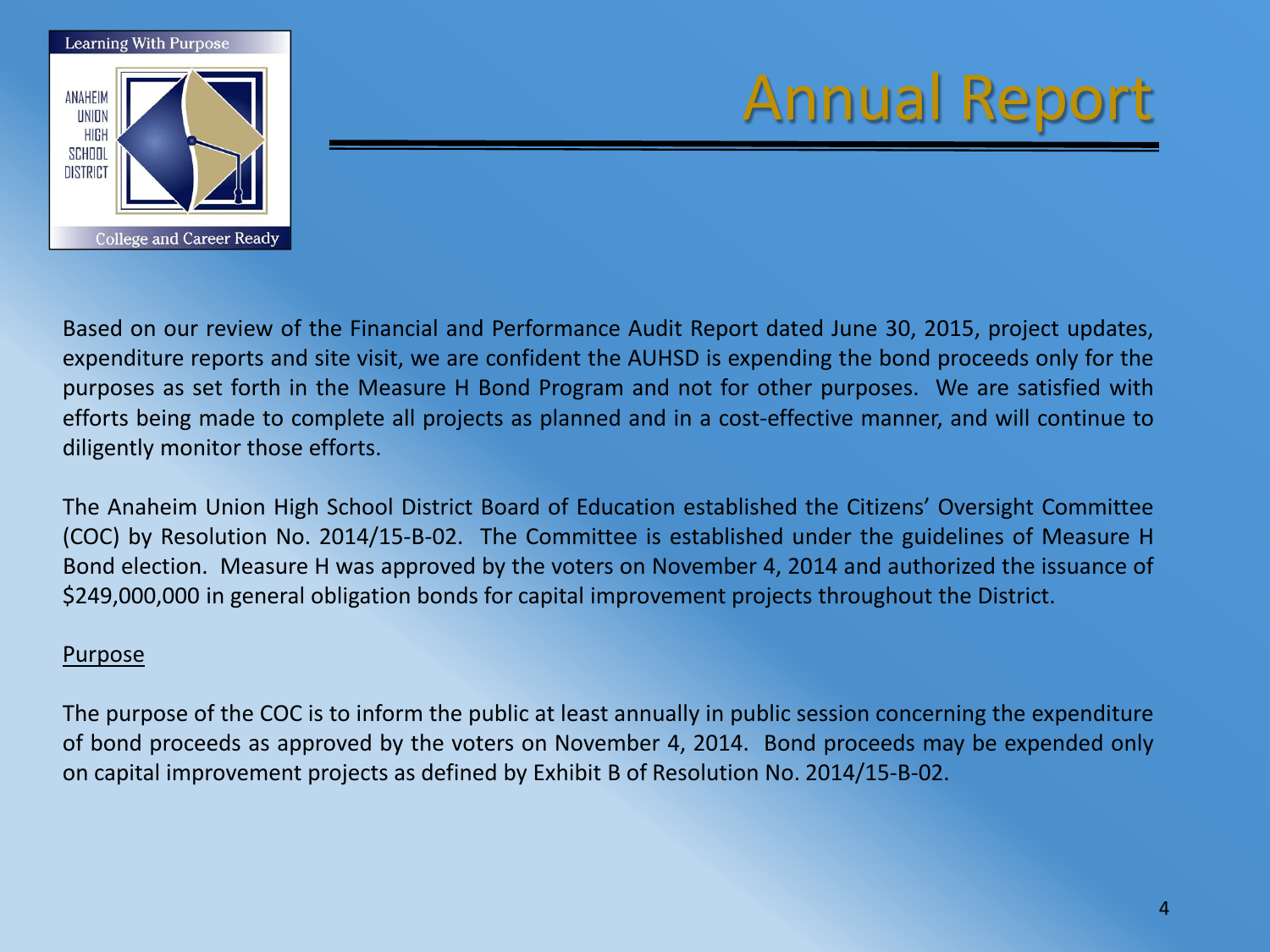# Annual Report

Based on our review of the Financial and Performance Audit Report dated June 30, 2015, project updates, expenditure reports and site visit, we are confident the AUHSD is expending the bond proceeds only for the purposes as set forth in the Measure H Bond Program and not for other purposes. We are satisfied with efforts being made to complete all projects as planned and in a cost-effective manner, and will continue to diligently monitor those efforts.

The Anaheim Union High School District Board of Education established the Citizens' Oversight Committee (COC) by Resolution No. 2014/15-B-02. The Committee is established under the guidelines of Measure H Bond election. Measure H was approved by the voters on November 4, 2014 and authorized the issuance of $249,000,000 in general obligation bonds for capital improvement projects throughout the District.

Purpose

The purpose of the COC is to inform the public at least annually in public session concerning the expenditure of bond proceeds as approved by the voters on November 4, 2014. Bond proceeds may be expended only on capital improvement projects as defined by Exhibit B of Resolution No. 2014/15-B-02.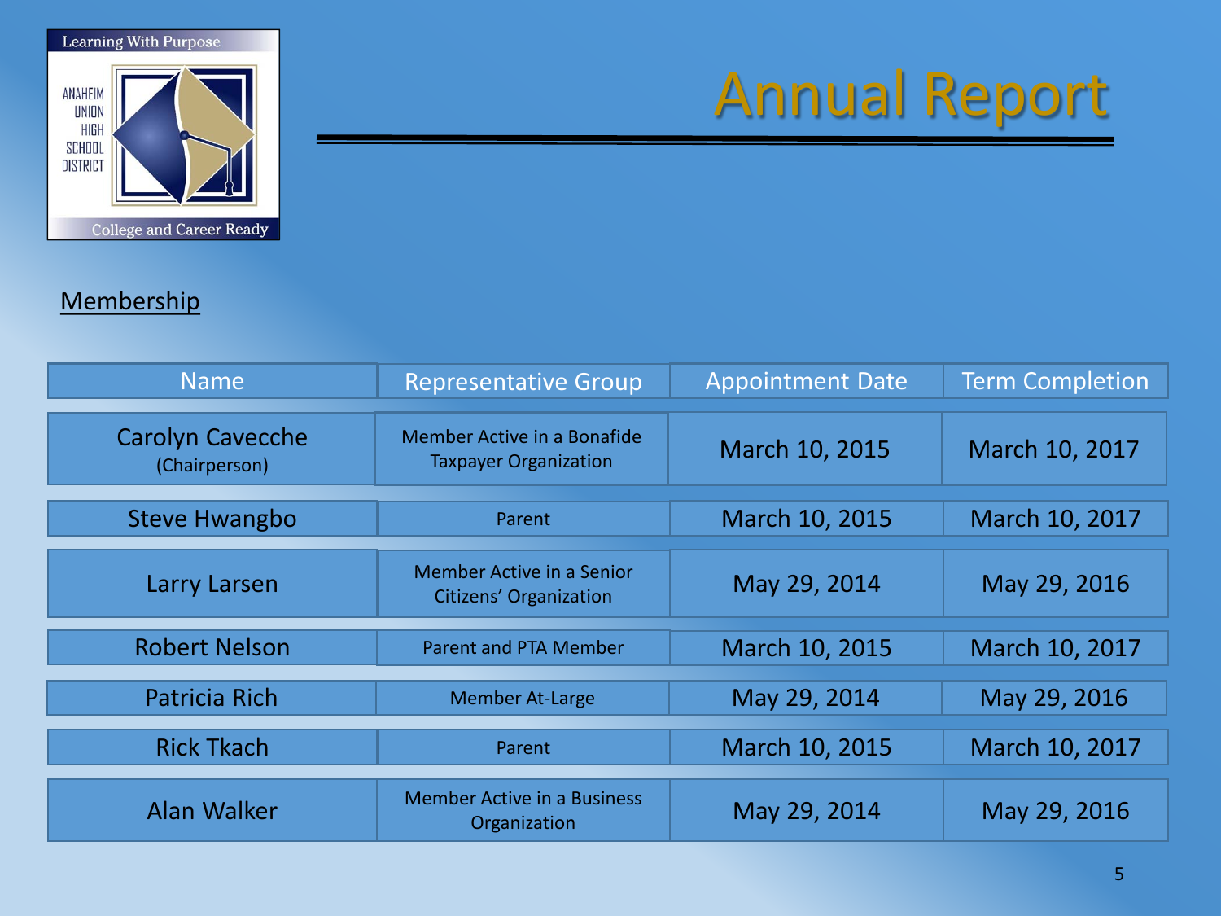Learning With Purpose

ANAHEIM UNION HIGH SCHOOL DISTRICT

College and Career Ready

# Annual Report

## Membership

| Name | Representative Group | Appointment Date | Term Completion |
|---|---|---|---|
| Carolyn Cavecche (Chairperson) | Member Active in a Bonafide Taxpayer Organization | March 10, 2015 | March 10, 2017 |
| Steve Hwangbo | Parent | March 10, 2015 | March 10, 2017 |
| Larry Larsen | Member Active in a Senior Citizens' Organization | May 29, 2014 | May 29, 2016 |
| Robert Nelson | Parent and PTA Member | March 10, 2015 | March 10, 2017 |
| Patricia Rich | Member At-Large | May 29, 2014 | May 29, 2016 |
| Rick Tkach | Parent | March 10, 2015 | March 10, 2017 |
| Alan Walker | Member Active in a Business Organization | May 29, 2014 | May 29, 2016 |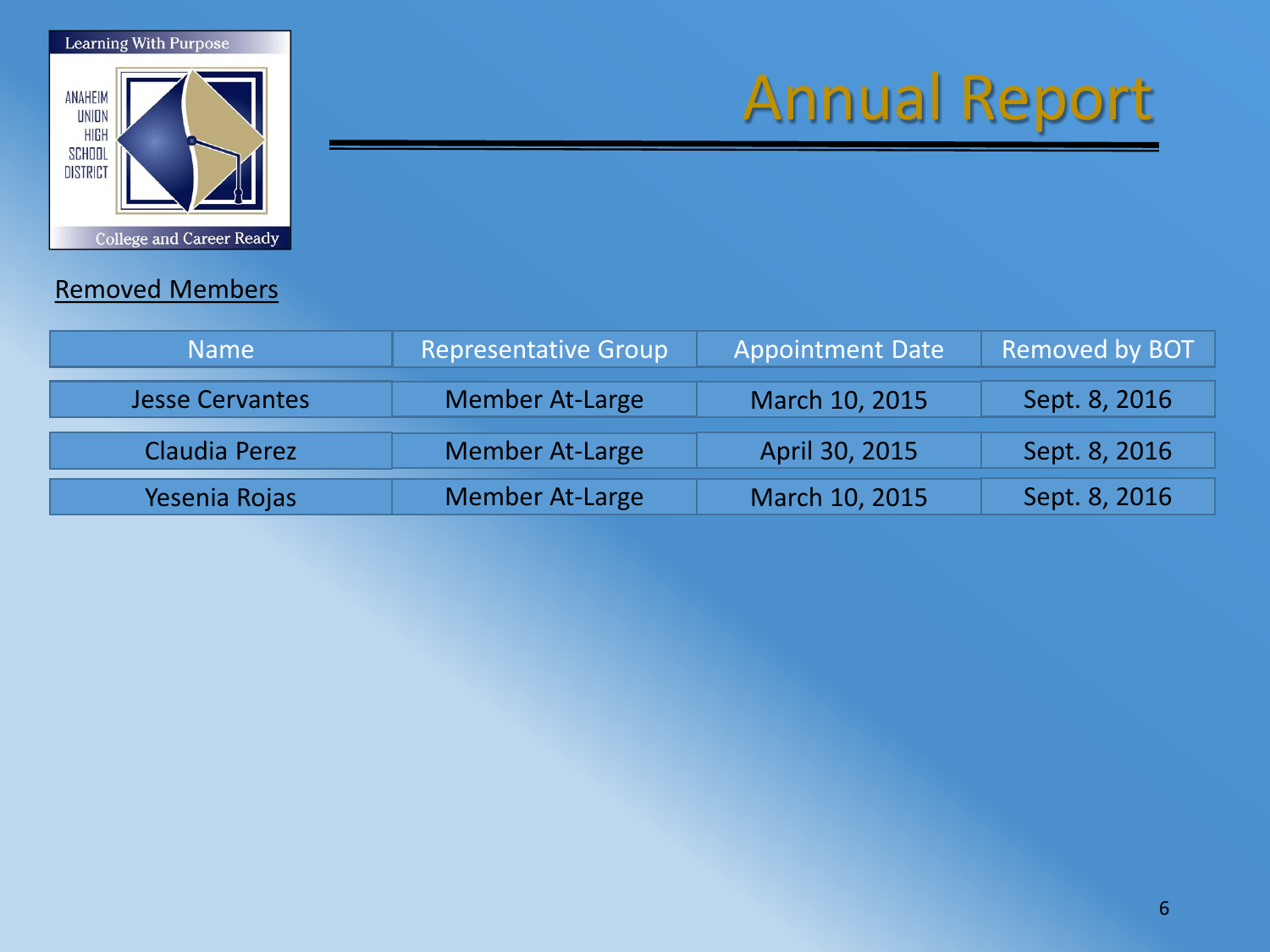# Annual Report

Removed Members

| Name | Representative Group | Appointment Date | Removed by BOT |
| --- | --- | --- | --- |
| Jesse Cervantes | Member At-Large | March 10, 2015 | Sept. 8, 2016 |
| Claudia Perez | Member At-Large | April 30, 2015 | Sept. 8, 2016 |
| Yesenia Rojas | Member At-Large | March 10, 2015 | Sept. 8, 2016 |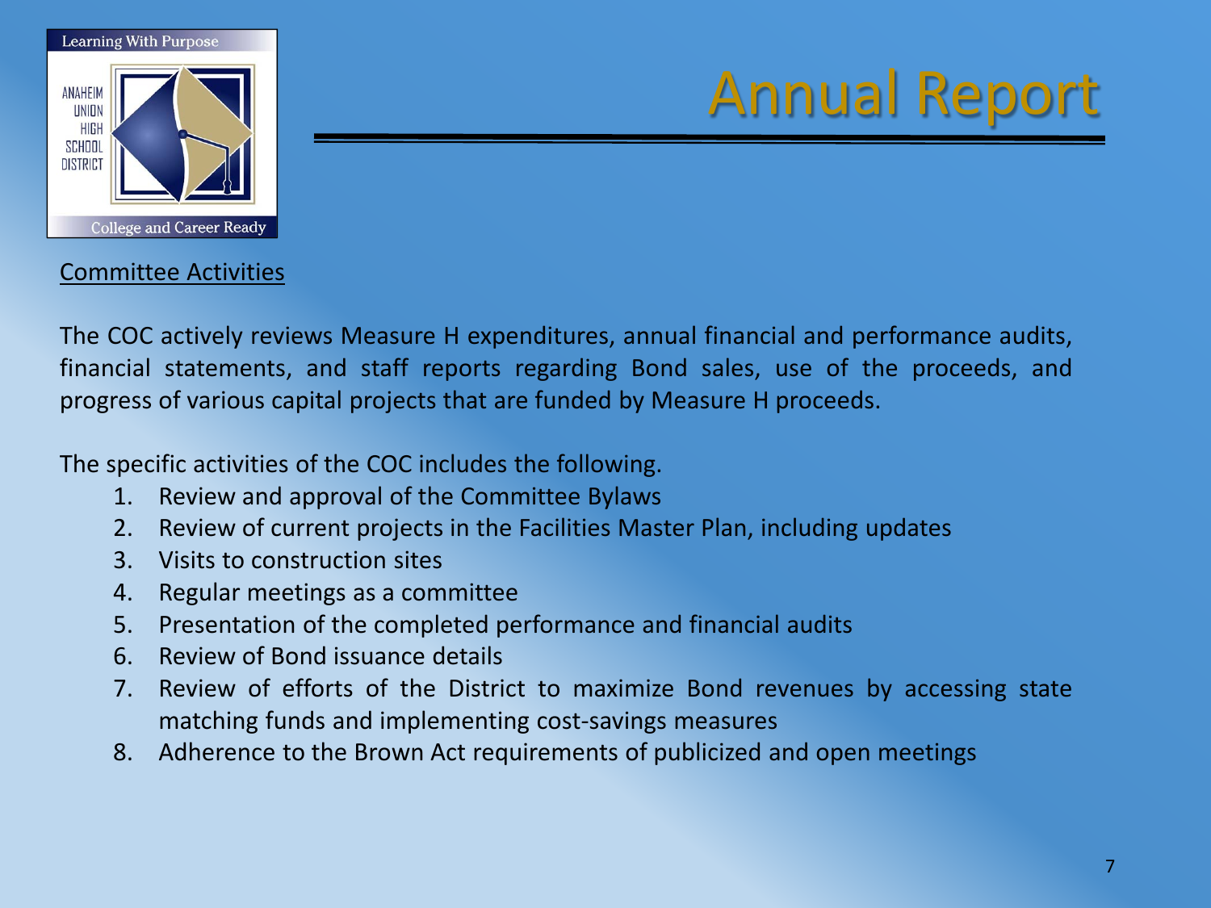# Annual Report

Committee Activities

The COC actively reviews Measure H expenditures, annual financial and performance audits, financial statements, and staff reports regarding Bond sales, use of the proceeds, and progress of various capital projects that are funded by Measure H proceeds.

The specific activities of the COC includes the following.

1. Review and approval of the Committee Bylaws
2. Review of current projects in the Facilities Master Plan, including updates
3. Visits to construction sites
4. Regular meetings as a committee
5. Presentation of the completed performance and financial audits
6. Review of Bond issuance details
7. Review of efforts of the District to maximize Bond revenues by accessing state matching funds and implementing cost-savings measures
8. Adherence to the Brown Act requirements of publicized and open meetings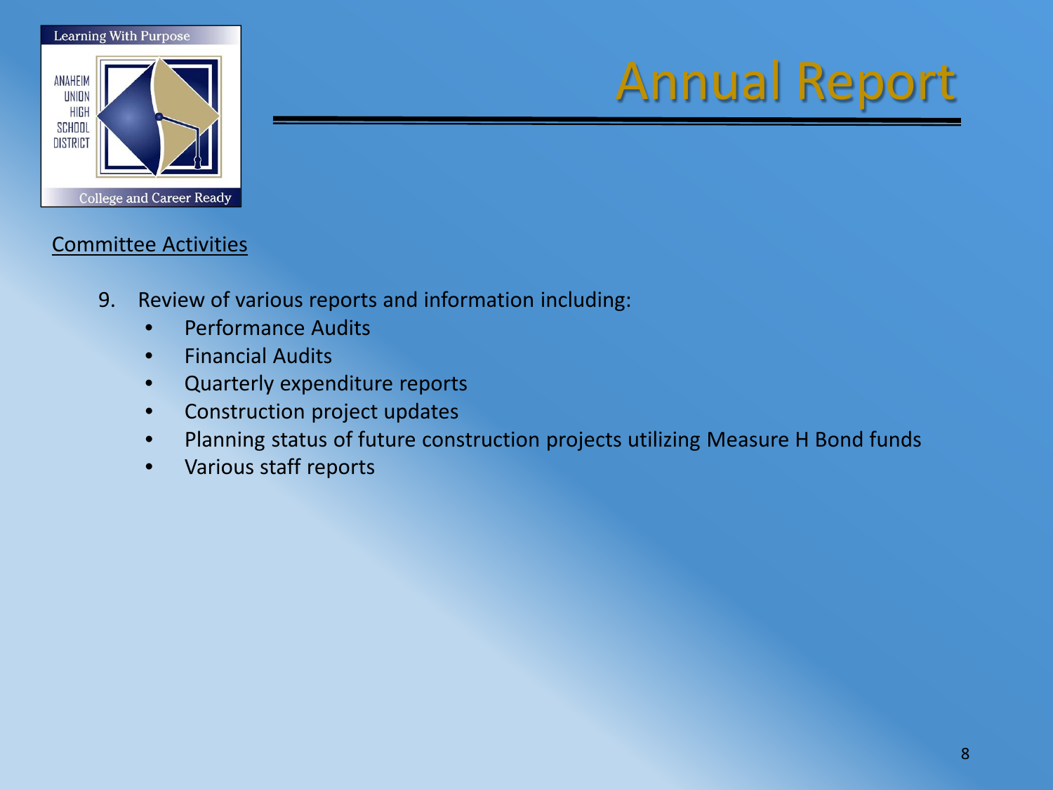# Annual Report

Committee Activities

9. Review of various reports and information including:
   - Performance Audits
   - Financial Audits
   - Quarterly expenditure reports
   - Construction project updates
   - Planning status of future construction projects utilizing Measure H Bond funds
   - Various staff reports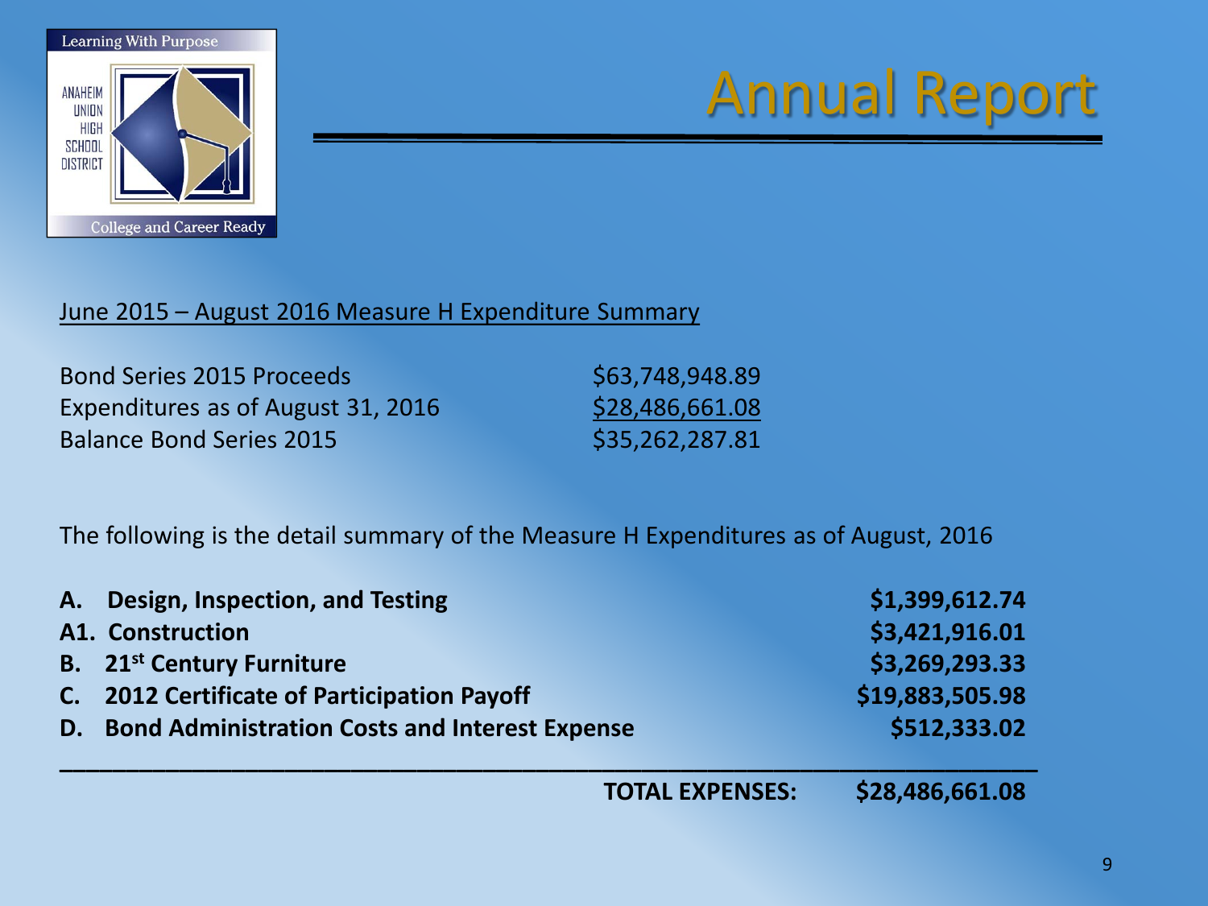Learning With Purpose

ANAHEIM UNION HIGH SCHOOL DISTRICT

College and Career Ready

# Annual Report

June 2015 – August 2016 Measure H Expenditure Summary

| | |
|---|---|
| Bond Series 2015 Proceeds | $63,748,948.89 |
| Expenditures as of August 31, 2016 | $28,486,661.08 |
| Balance Bond Series 2015 | $35,262,287.81 |

The following is the detail summary of the Measure H Expenditures as of August, 2016

| | |
|---|---|
| **A. Design, Inspection, and Testing** | **$1,399,612.74** |
| **A1. Construction** | **$3,421,916.01** |
| **B. 21st Century Furniture** | **$3,269,293.33** |
| **C. 2012 Certificate of Participation Payoff** | **$19,883,505.98** |
| **D. Bond Administration Costs and Interest Expense** | **$512,333.02** |
| **TOTAL EXPENSES:** | **$28,486,661.08** |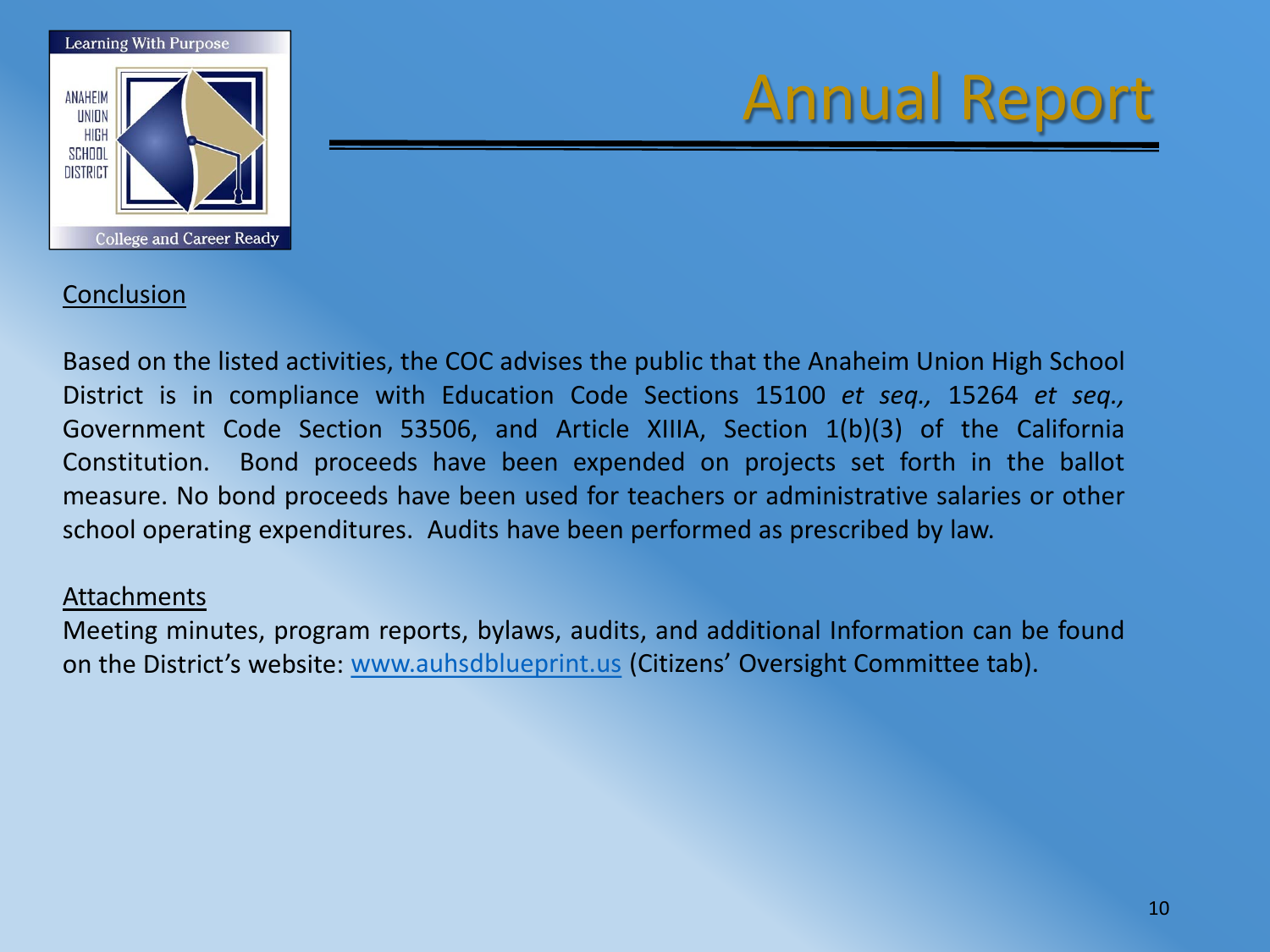# Annual Report

## Conclusion

Based on the listed activities, the COC advises the public that the Anaheim Union High School District is in compliance with Education Code Sections 15100 *et seq.,* 15264 *et seq.,* Government Code Section 53506, and Article XIIIA, Section 1(b)(3) of the California Constitution. Bond proceeds have been expended on projects set forth in the ballot measure. No bond proceeds have been used for teachers or administrative salaries or other school operating expenditures. Audits have been performed as prescribed by law.

## Attachments

Meeting minutes, program reports, bylaws, audits, and additional Information can be found on the District's website: www.auhsdblueprint.us (Citizens' Oversight Committee tab).